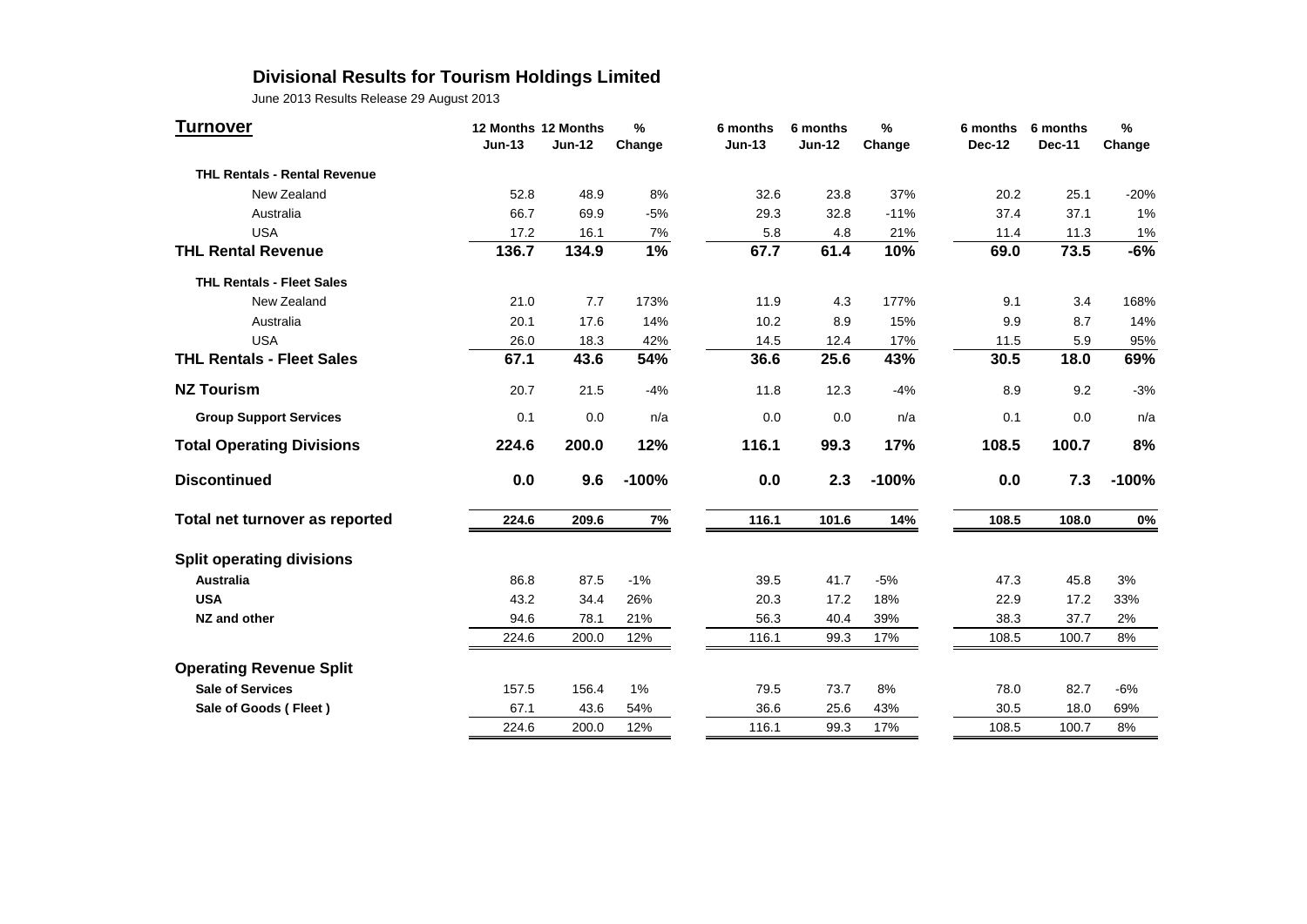# Divisional Results for Tourism Holdings Limited

June 2013 Results Release 29 August 2013

| Turnover | 12 Months Jun-13 | 12 Months Jun-12 | % Change | 6 months Jun-13 | 6 months Jun-12 | % Change | 6 months Dec-12 | 6 months Dec-11 | % Change |
|---|---|---|---|---|---|---|---|---|---|
| **THL Rentals - Rental Revenue** | | | | | | | | | |
| New Zealand | 52.8 | 48.9 | 8% | 32.6 | 23.8 | 37% | 20.2 | 25.1 | -20% |
| Australia | 66.7 | 69.9 | -5% | 29.3 | 32.8 | -11% | 37.4 | 37.1 | 1% |
| USA | 17.2 | 16.1 | 7% | 5.8 | 4.8 | 21% | 11.4 | 11.3 | 1% |
| **THL Rental Revenue** | **136.7** | **134.9** | **1%** | **67.7** | **61.4** | **10%** | **69.0** | **73.5** | **-6%** |
| **THL Rentals - Fleet Sales** | | | | | | | | | |
| New Zealand | 21.0 | 7.7 | 173% | 11.9 | 4.3 | 177% | 9.1 | 3.4 | 168% |
| Australia | 20.1 | 17.6 | 14% | 10.2 | 8.9 | 15% | 9.9 | 8.7 | 14% |
| USA | 26.0 | 18.3 | 42% | 14.5 | 12.4 | 17% | 11.5 | 5.9 | 95% |
| **THL Rentals - Fleet Sales** | **67.1** | **43.6** | **54%** | **36.6** | **25.6** | **43%** | **30.5** | **18.0** | **69%** |
| **NZ Tourism** | 20.7 | 21.5 | -4% | 11.8 | 12.3 | -4% | 8.9 | 9.2 | -3% |
| **Group Support Services** | 0.1 | 0.0 | n/a | 0.0 | 0.0 | n/a | 0.1 | 0.0 | n/a |
| **Total Operating Divisions** | **224.6** | **200.0** | **12%** | **116.1** | **99.3** | **17%** | **108.5** | **100.7** | **8%** |
| **Discontinued** | **0.0** | **9.6** | **-100%** | **0.0** | **2.3** | **-100%** | **0.0** | **7.3** | **-100%** |
| **Total net turnover as reported** | **224.6** | **209.6** | **7%** | **116.1** | **101.6** | **14%** | **108.5** | **108.0** | **0%** |
| **Split operating divisions** | | | | | | | | | |
| **Australia** | 86.8 | 87.5 | -1% | 39.5 | 41.7 | -5% | 47.3 | 45.8 | 3% |
| **USA** | 43.2 | 34.4 | 26% | 20.3 | 17.2 | 18% | 22.9 | 17.2 | 33% |
| **NZ and other** | 94.6 | 78.1 | 21% | 56.3 | 40.4 | 39% | 38.3 | 37.7 | 2% |
| | 224.6 | 200.0 | 12% | 116.1 | 99.3 | 17% | 108.5 | 100.7 | 8% |
| **Operating Revenue Split** | | | | | | | | | |
| **Sale of Services** | 157.5 | 156.4 | 1% | 79.5 | 73.7 | 8% | 78.0 | 82.7 | -6% |
| **Sale of Goods ( Fleet )** | 67.1 | 43.6 | 54% | 36.6 | 25.6 | 43% | 30.5 | 18.0 | 69% |
| | 224.6 | 200.0 | 12% | 116.1 | 99.3 | 17% | 108.5 | 100.7 | 8% |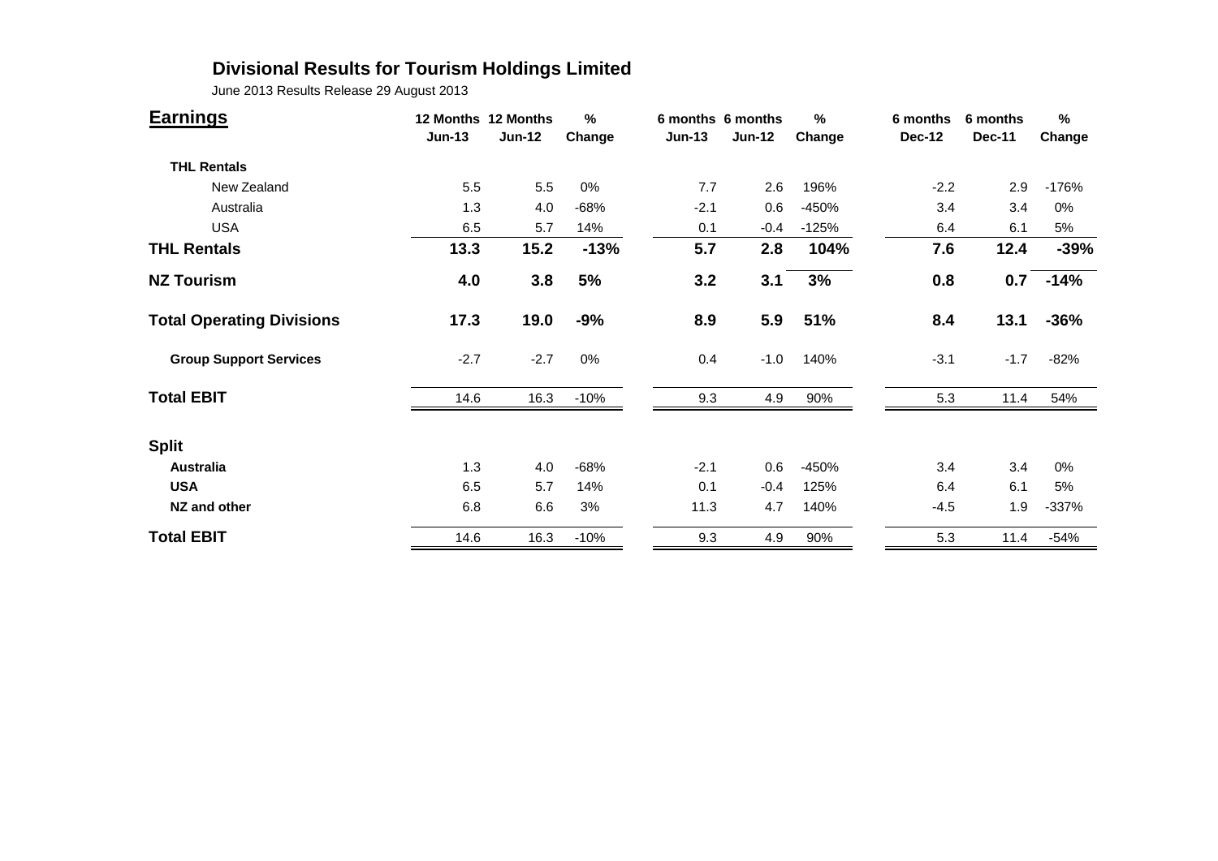# Divisional Results for Tourism Holdings Limited

June 2013 Results Release 29 August 2013

| **Earnings** | **12 Months Jun-13** | **12 Months Jun-12** | **% Change** | **6 months Jun-13** | **6 months Jun-12** | **% Change** | **6 months Dec-12** | **6 months Dec-11** | **% Change** |
|---|---|---|---|---|---|---|---|---|---|
| **THL Rentals** | | | | | | | | | |
| New Zealand | 5.5 | 5.5 | 0% | 7.7 | 2.6 | 196% | -2.2 | 2.9 | -176% |
| Australia | 1.3 | 4.0 | -68% | -2.1 | 0.6 | -450% | 3.4 | 3.4 | 0% |
| USA | 6.5 | 5.7 | 14% | 0.1 | -0.4 | -125% | 6.4 | 6.1 | 5% |
| **THL Rentals** | **13.3** | **15.2** | **-13%** | **5.7** | **2.8** | **104%** | **7.6** | **12.4** | **-39%** |
| **NZ Tourism** | **4.0** | **3.8** | **5%** | **3.2** | **3.1** | **3%** | **0.8** | **0.7** | **-14%** |
| **Total Operating Divisions** | **17.3** | **19.0** | **-9%** | **8.9** | **5.9** | **51%** | **8.4** | **13.1** | **-36%** |
| **Group Support Services** | -2.7 | -2.7 | 0% | 0.4 | -1.0 | 140% | -3.1 | -1.7 | -82% |
| **Total EBIT** | 14.6 | 16.3 | -10% | 9.3 | 4.9 | 90% | 5.3 | 11.4 | 54% |
| **Split** | | | | | | | | | |
| **Australia** | 1.3 | 4.0 | -68% | -2.1 | 0.6 | -450% | 3.4 | 3.4 | 0% |
| **USA** | 6.5 | 5.7 | 14% | 0.1 | -0.4 | 125% | 6.4 | 6.1 | 5% |
| **NZ and other** | 6.8 | 6.6 | 3% | 11.3 | 4.7 | 140% | -4.5 | 1.9 | -337% |
| **Total EBIT** | 14.6 | 16.3 | -10% | 9.3 | 4.9 | 90% | 5.3 | 11.4 | -54% |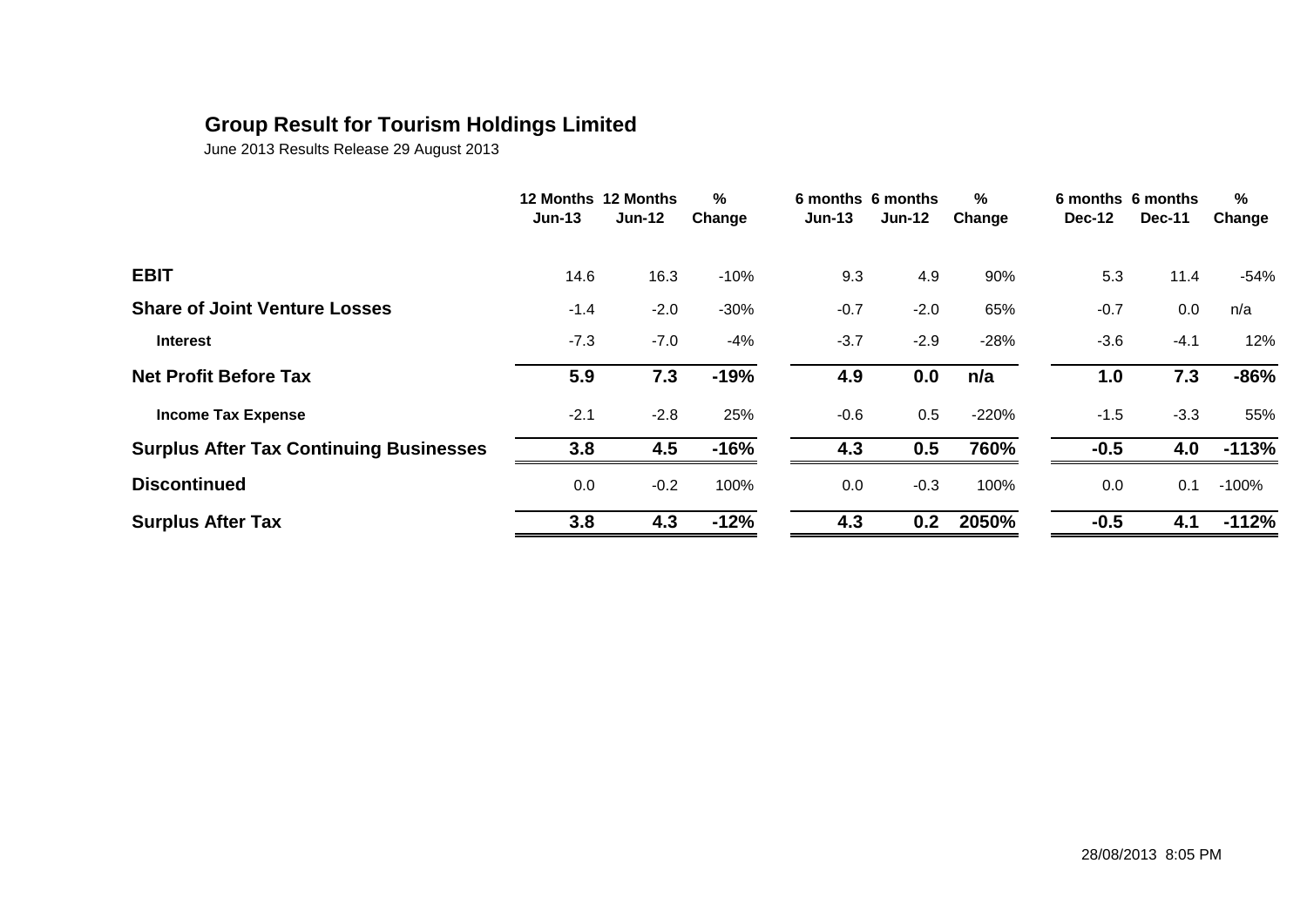## Group Result for Tourism Holdings Limited

June 2013 Results Release 29 August 2013

| | 12 Months Jun-13 | 12 Months Jun-12 | % Change | 6 months Jun-13 | 6 months Jun-12 | % Change | 6 months Dec-12 | 6 months Dec-11 | % Change |
|---|---|---|---|---|---|---|---|---|---|
| **EBIT** | 14.6 | 16.3 | -10% | 9.3 | 4.9 | 90% | 5.3 | 11.4 | -54% |
| **Share of Joint Venture Losses** | -1.4 | -2.0 | -30% | -0.7 | -2.0 | 65% | -0.7 | 0.0 | n/a |
| **Interest** | -7.3 | -7.0 | -4% | -3.7 | -2.9 | -28% | -3.6 | -4.1 | 12% |
| **Net Profit Before Tax** | **5.9** | **7.3** | **-19%** | **4.9** | **0.0** | **n/a** | **1.0** | **7.3** | **-86%** |
| **Income Tax Expense** | -2.1 | -2.8 | 25% | -0.6 | 0.5 | -220% | -1.5 | -3.3 | 55% |
| **Surplus After Tax Continuing Businesses** | **3.8** | **4.5** | **-16%** | **4.3** | **0.5** | **760%** | **-0.5** | **4.0** | **-113%** |
| **Discontinued** | 0.0 | -0.2 | 100% | 0.0 | -0.3 | 100% | 0.0 | 0.1 | -100% |
| **Surplus After Tax** | **3.8** | **4.3** | **-12%** | **4.3** | **0.2** | **2050%** | **-0.5** | **4.1** | **-112%** |

28/08/2013 8:05 PM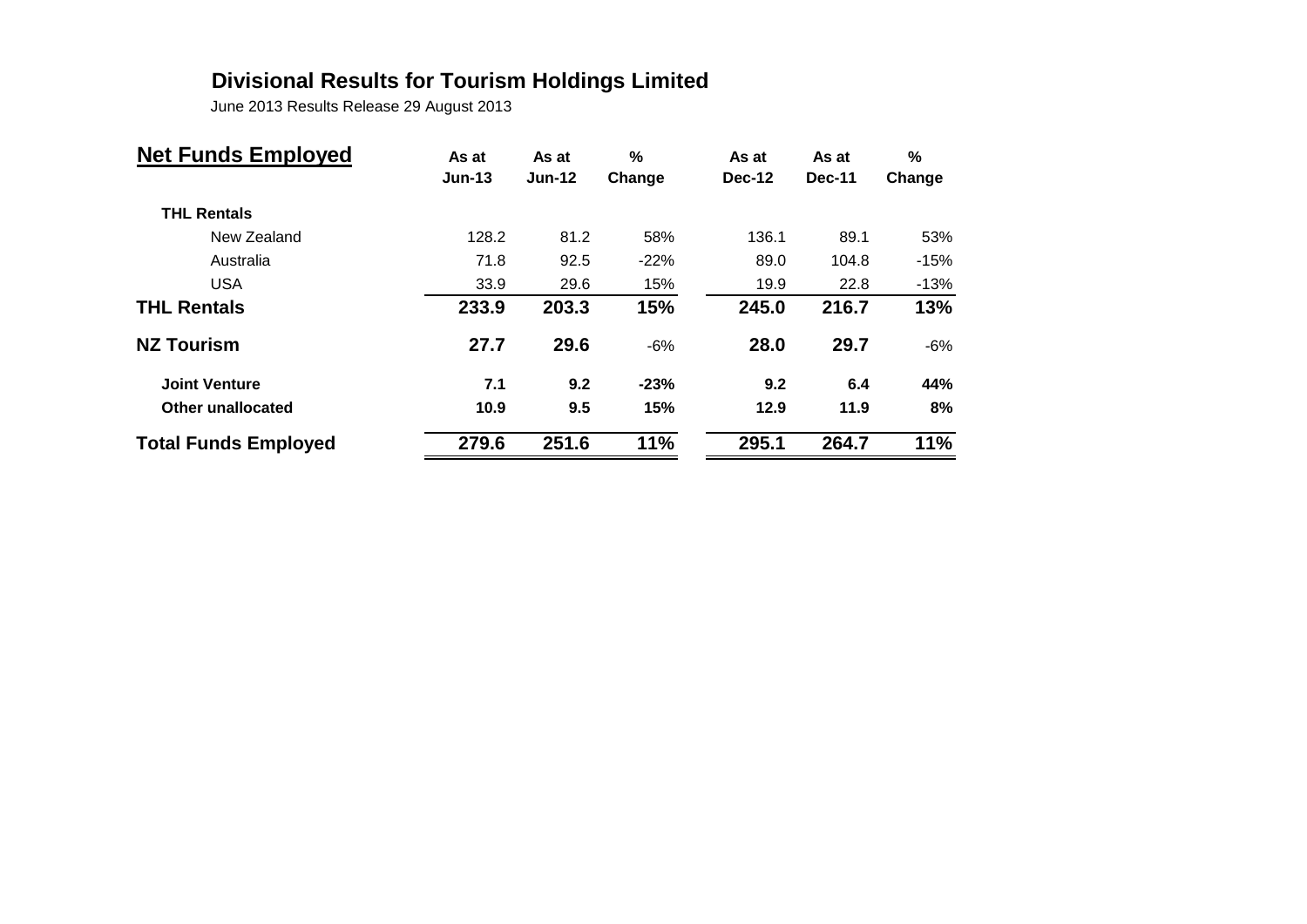# Divisional Results for Tourism Holdings Limited

June 2013 Results Release 29 August 2013

| **Net Funds Employed** | **As at Jun-13** | **As at Jun-12** | **% Change** | **As at Dec-12** | **As at Dec-11** | **% Change** |
|---|---|---|---|---|---|---|
| **THL Rentals** | | | | | | |
| New Zealand | 128.2 | 81.2 | 58% | 136.1 | 89.1 | 53% |
| Australia | 71.8 | 92.5 | -22% | 89.0 | 104.8 | -15% |
| USA | 33.9 | 29.6 | 15% | 19.9 | 22.8 | -13% |
| **THL Rentals** | **233.9** | **203.3** | **15%** | **245.0** | **216.7** | **13%** |
| **NZ Tourism** | **27.7** | **29.6** | -6% | **28.0** | **29.7** | -6% |
| **Joint Venture** | **7.1** | **9.2** | **-23%** | **9.2** | **6.4** | **44%** |
| **Other unallocated** | **10.9** | **9.5** | **15%** | **12.9** | **11.9** | **8%** |
| **Total Funds Employed** | **279.6** | **251.6** | **11%** | **295.1** | **264.7** | **11%** |